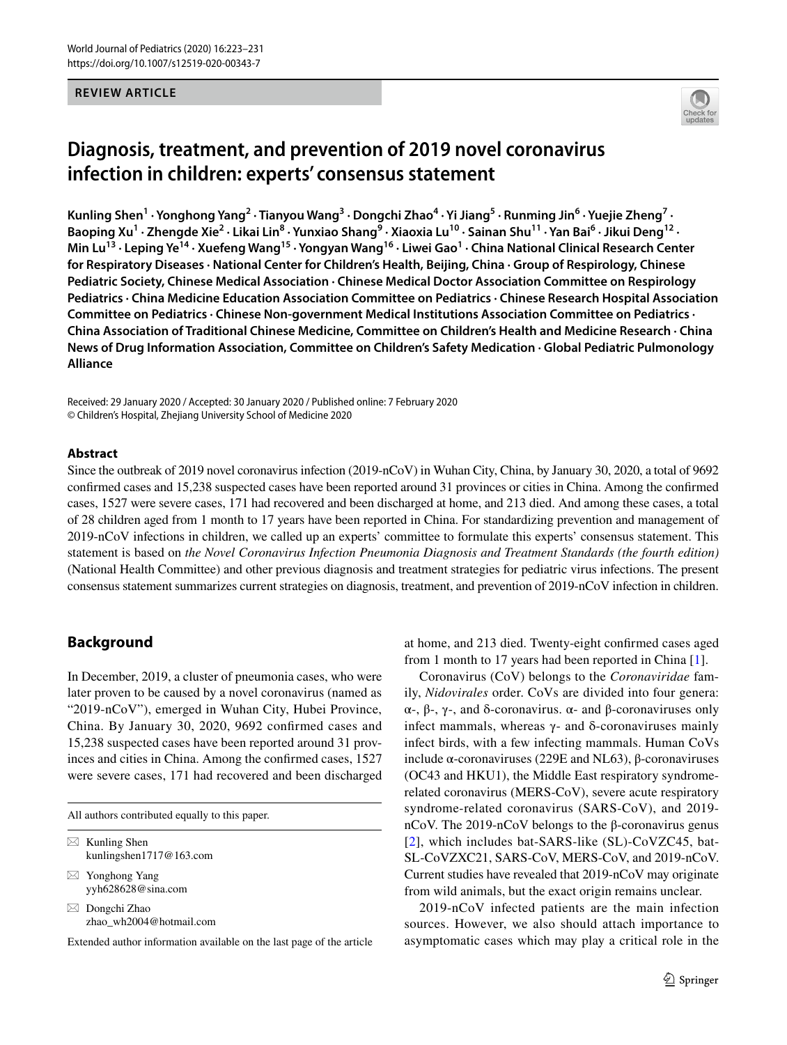REVIEW ARTICLE

# Diagnosis, treatment, and prevention of 2019 novel coronavirus infection in children: experts' consensus statement

**Kunling Shen[1] · Yonghong Yang[2] · Tianyou Wang[3] · Dongchi Zhao[4] · Yi Jiang[5] · Runming Jin[6] · Yuejie Zheng[7] · Baoping Xu[1] · Zhengde Xie[2] · Likai Lin[8] · Yunxiao Shang[9] · Xiaoxia Lu[10] · Sainan Shu[11] · Yan Bai[6] · Jikui Deng[12] · Min Lu[13] · Leping Ye[14] · Xuefeng Wang[15] · Yongyan Wang[16] · Liwei Gao[1] · China National Clinical Research Center for Respiratory Diseases · National Center for Children's Health, Beijing, China · Group of Respirology, Chinese Pediatric Society, Chinese Medical Association · Chinese Medical Doctor Association Committee on Respirology Pediatrics · China Medicine Education Association Committee on Pediatrics · Chinese Research Hospital Association Committee on Pediatrics · Chinese Non-government Medical Institutions Association Committee on Pediatrics · China Association of Traditional Chinese Medicine, Committee on Children's Health and Medicine Research · China News of Drug Information Association, Committee on Children's Safety Medication · Global Pediatric Pulmonology Alliance**

Received: 29 January 2020 / Accepted: 30 January 2020 / Published online: 7 February 2020
© Children's Hospital, Zhejiang University School of Medicine 2020

## Abstract

Since the outbreak of 2019 novel coronavirus infection (2019-nCoV) in Wuhan City, China, by January 30, 2020, a total of 9692 confirmed cases and 15,238 suspected cases have been reported around 31 provinces or cities in China. Among the confirmed cases, 1527 were severe cases, 171 had recovered and been discharged at home, and 213 died. And among these cases, a total of 28 children aged from 1 month to 17 years have been reported in China. For standardizing prevention and management of 2019-nCoV infections in children, we called up an experts' committee to formulate this experts' consensus statement. This statement is based on *the Novel Coronavirus Infection Pneumonia Diagnosis and Treatment Standards (the fourth edition)* (National Health Committee) and other previous diagnosis and treatment strategies for pediatric virus infections. The present consensus statement summarizes current strategies on diagnosis, treatment, and prevention of 2019-nCoV infection in children.

## Background

In December, 2019, a cluster of pneumonia cases, who were later proven to be caused by a novel coronavirus (named as "2019-nCoV"), emerged in Wuhan City, Hubei Province, China. By January 30, 2020, 9692 confirmed cases and 15,238 suspected cases have been reported around 31 provinces and cities in China. Among the confirmed cases, 1527 were severe cases, 171 had recovered and been discharged at home, and 213 died. Twenty-eight confirmed cases aged from 1 month to 17 years had been reported in China [1].

Coronavirus (CoV) belongs to the *Coronaviridae* family, *Nidovirales* order. CoVs are divided into four genera: α-, β-, γ-, and δ-coronavirus. α- and β-coronaviruses only infect mammals, whereas γ- and δ-coronaviruses mainly infect birds, with a few infecting mammals. Human CoVs include α-coronaviruses (229E and NL63), β-coronaviruses (OC43 and HKU1), the Middle East respiratory syndrome-related coronavirus (MERS-CoV), severe acute respiratory syndrome-related coronavirus (SARS-CoV), and 2019-nCoV. The 2019-nCoV belongs to the β-coronavirus genus [2], which includes bat-SARS-like (SL)-CoVZC45, bat-SL-CoVZXC21, SARS-CoV, MERS-CoV, and 2019-nCoV. Current studies have revealed that 2019-nCoV may originate from wild animals, but the exact origin remains unclear.

2019-nCoV infected patients are the main infection sources. However, we also should attach importance to asymptomatic cases which may play a critical role in the

All authors contributed equally to this paper.

✉ Kunling Shen
kunlingshen1717@163.com

✉ Yonghong Yang
yyh628628@sina.com

✉ Dongchi Zhao
zhao_wh2004@hotmail.com

Extended author information available on the last page of the article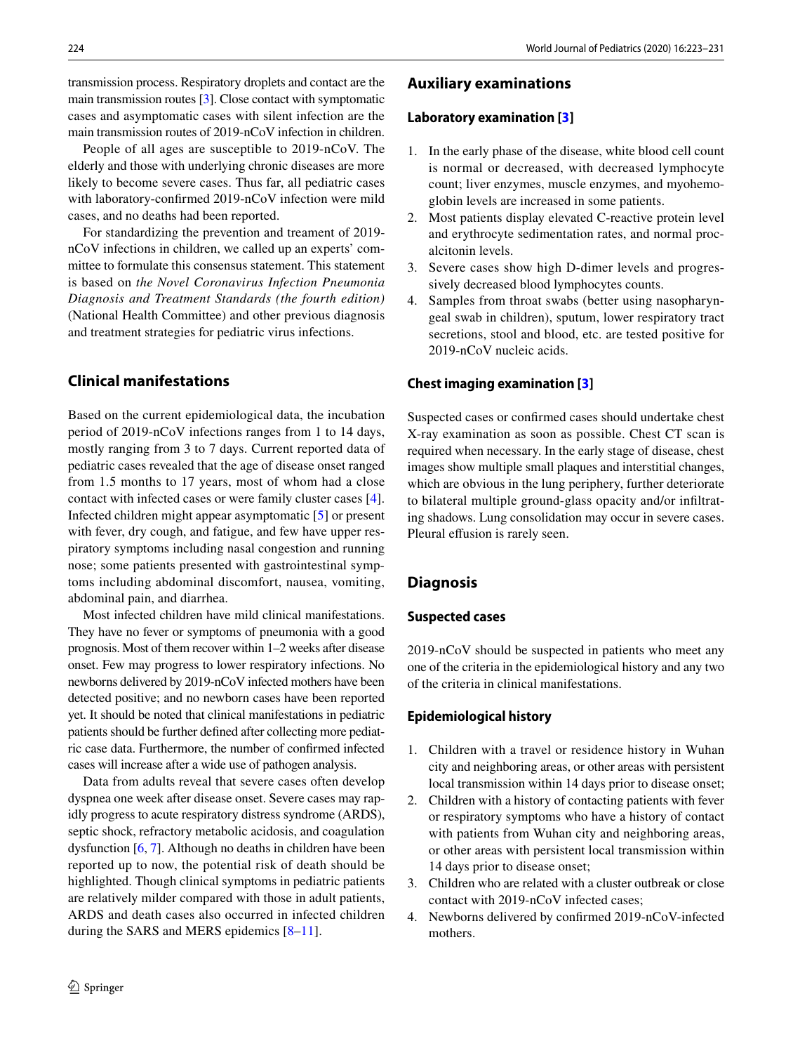transmission process. Respiratory droplets and contact are the main transmission routes [3]. Close contact with symptomatic cases and asymptomatic cases with silent infection are the main transmission routes of 2019-nCoV infection in children.

People of all ages are susceptible to 2019-nCoV. The elderly and those with underlying chronic diseases are more likely to become severe cases. Thus far, all pediatric cases with laboratory-confirmed 2019-nCoV infection were mild cases, and no deaths had been reported.

For standardizing the prevention and treament of 2019-nCoV infections in children, we called up an experts' committee to formulate this consensus statement. This statement is based on *the Novel Coronavirus Infection Pneumonia Diagnosis and Treatment Standards (the fourth edition)* (National Health Committee) and other previous diagnosis and treatment strategies for pediatric virus infections.

## Clinical manifestations

Based on the current epidemiological data, the incubation period of 2019-nCoV infections ranges from 1 to 14 days, mostly ranging from 3 to 7 days. Current reported data of pediatric cases revealed that the age of disease onset ranged from 1.5 months to 17 years, most of whom had a close contact with infected cases or were family cluster cases [4]. Infected children might appear asymptomatic [5] or present with fever, dry cough, and fatigue, and few have upper respiratory symptoms including nasal congestion and running nose; some patients presented with gastrointestinal symptoms including abdominal discomfort, nausea, vomiting, abdominal pain, and diarrhea.

Most infected children have mild clinical manifestations. They have no fever or symptoms of pneumonia with a good prognosis. Most of them recover within 1–2 weeks after disease onset. Few may progress to lower respiratory infections. No newborns delivered by 2019-nCoV infected mothers have been detected positive; and no newborn cases have been reported yet. It should be noted that clinical manifestations in pediatric patients should be further defined after collecting more pediatric case data. Furthermore, the number of confirmed infected cases will increase after a wide use of pathogen analysis.

Data from adults reveal that severe cases often develop dyspnea one week after disease onset. Severe cases may rapidly progress to acute respiratory distress syndrome (ARDS), septic shock, refractory metabolic acidosis, and coagulation dysfunction [6, 7]. Although no deaths in children have been reported up to now, the potential risk of death should be highlighted. Though clinical symptoms in pediatric patients are relatively milder compared with those in adult patients, ARDS and death cases also occurred in infected children during the SARS and MERS epidemics [8–11].

## Auxiliary examinations

### Laboratory examination [3]

1. In the early phase of the disease, white blood cell count is normal or decreased, with decreased lymphocyte count; liver enzymes, muscle enzymes, and myohemoglobin levels are increased in some patients.
2. Most patients display elevated C-reactive protein level and erythrocyte sedimentation rates, and normal procalcitonin levels.
3. Severe cases show high D-dimer levels and progressively decreased blood lymphocytes counts.
4. Samples from throat swabs (better using nasopharyngeal swab in children), sputum, lower respiratory tract secretions, stool and blood, etc. are tested positive for 2019-nCoV nucleic acids.

### Chest imaging examination [3]

Suspected cases or confirmed cases should undertake chest X-ray examination as soon as possible. Chest CT scan is required when necessary. In the early stage of disease, chest images show multiple small plaques and interstitial changes, which are obvious in the lung periphery, further deteriorate to bilateral multiple ground-glass opacity and/or infiltrating shadows. Lung consolidation may occur in severe cases. Pleural effusion is rarely seen.

## Diagnosis

### Suspected cases

2019-nCoV should be suspected in patients who meet any one of the criteria in the epidemiological history and any two of the criteria in clinical manifestations.

### Epidemiological history

1. Children with a travel or residence history in Wuhan city and neighboring areas, or other areas with persistent local transmission within 14 days prior to disease onset;
2. Children with a history of contacting patients with fever or respiratory symptoms who have a history of contact with patients from Wuhan city and neighboring areas, or other areas with persistent local transmission within 14 days prior to disease onset;
3. Children who are related with a cluster outbreak or close contact with 2019-nCoV infected cases;
4. Newborns delivered by confirmed 2019-nCoV-infected mothers.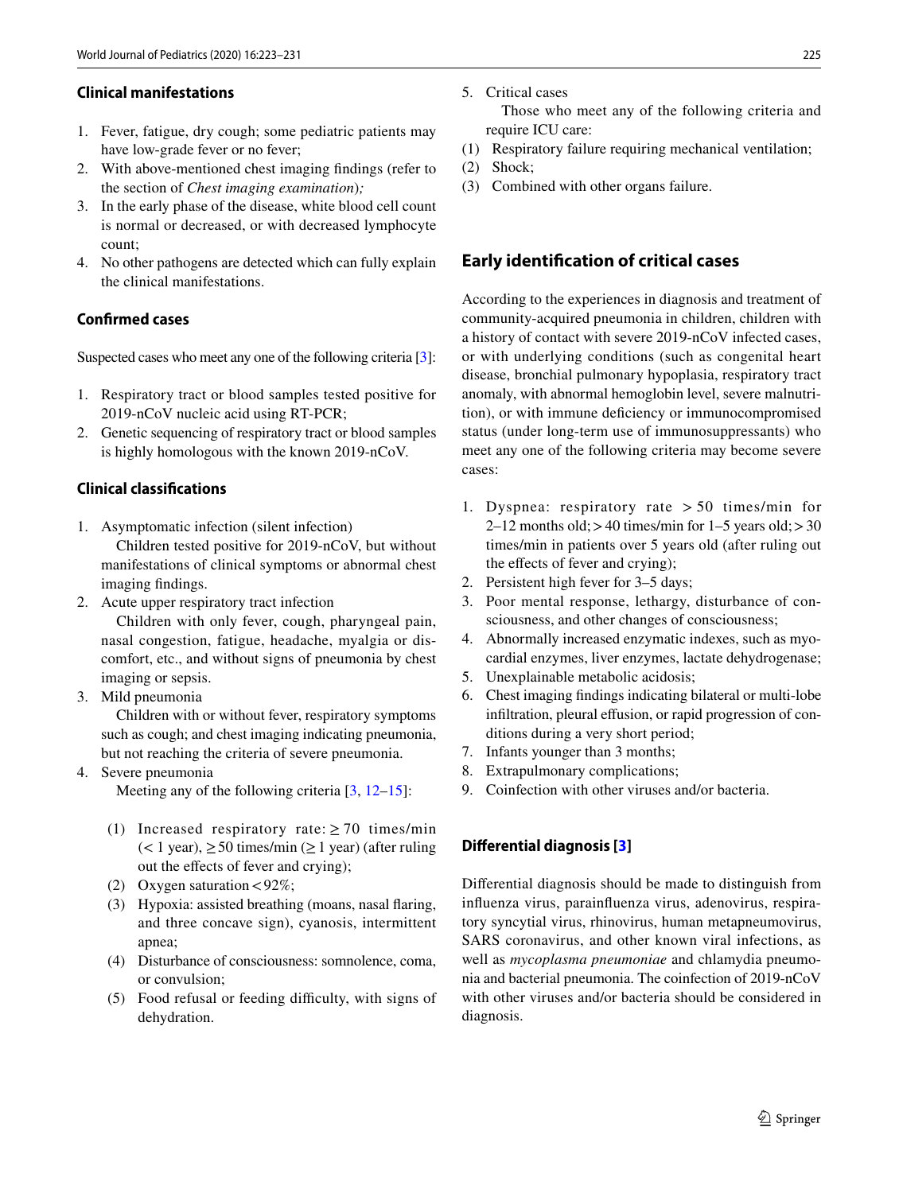### Clinical manifestations

1. Fever, fatigue, dry cough; some pediatric patients may have low-grade fever or no fever;
2. With above-mentioned chest imaging findings (refer to the section of *Chest imaging examination*)*;*
3. In the early phase of the disease, white blood cell count is normal or decreased, or with decreased lymphocyte count;
4. No other pathogens are detected which can fully explain the clinical manifestations.

### Confirmed cases

Suspected cases who meet any one of the following criteria [3]:

1. Respiratory tract or blood samples tested positive for 2019-nCoV nucleic acid using RT-PCR;
2. Genetic sequencing of respiratory tract or blood samples is highly homologous with the known 2019-nCoV.

### Clinical classifications

1. Asymptomatic infection (silent infection)
   Children tested positive for 2019-nCoV, but without manifestations of clinical symptoms or abnormal chest imaging findings.
2. Acute upper respiratory tract infection
   Children with only fever, cough, pharyngeal pain, nasal congestion, fatigue, headache, myalgia or discomfort, etc., and without signs of pneumonia by chest imaging or sepsis.
3. Mild pneumonia
   Children with or without fever, respiratory symptoms such as cough; and chest imaging indicating pneumonia, but not reaching the criteria of severe pneumonia.
4. Severe pneumonia
   Meeting any of the following criteria [3, 12–15]:

   (1) Increased respiratory rate: $\geq 70$ times/min ($< 1$ year), $\geq 50$ times/min ($\geq 1$ year) (after ruling out the effects of fever and crying);
   (2) Oxygen saturation $< 92\%$;
   (3) Hypoxia: assisted breathing (moans, nasal flaring, and three concave sign), cyanosis, intermittent apnea;
   (4) Disturbance of consciousness: somnolence, coma, or convulsion;
   (5) Food refusal or feeding difficulty, with signs of dehydration.

5. Critical cases
   Those who meet any of the following criteria and require ICU care:

   (1) Respiratory failure requiring mechanical ventilation;
   (2) Shock;
   (3) Combined with other organs failure.

## Early identification of critical cases

According to the experiences in diagnosis and treatment of community-acquired pneumonia in children, children with a history of contact with severe 2019-nCoV infected cases, or with underlying conditions (such as congenital heart disease, bronchial pulmonary hypoplasia, respiratory tract anomaly, with abnormal hemoglobin level, severe malnutrition), or with immune deficiency or immunocompromised status (under long-term use of immunosuppressants) who meet any one of the following criteria may become severe cases:

1. Dyspnea: respiratory rate $> 50$ times/min for 2–12 months old; $> 40$ times/min for 1–5 years old; $> 30$ times/min in patients over 5 years old (after ruling out the effects of fever and crying);
2. Persistent high fever for 3–5 days;
3. Poor mental response, lethargy, disturbance of consciousness, and other changes of consciousness;
4. Abnormally increased enzymatic indexes, such as myocardial enzymes, liver enzymes, lactate dehydrogenase;
5. Unexplainable metabolic acidosis;
6. Chest imaging findings indicating bilateral or multi-lobe infiltration, pleural effusion, or rapid progression of conditions during a very short period;
7. Infants younger than 3 months;
8. Extrapulmonary complications;
9. Coinfection with other viruses and/or bacteria.

### Differential diagnosis [3]

Differential diagnosis should be made to distinguish from influenza virus, parainfluenza virus, adenovirus, respiratory syncytial virus, rhinovirus, human metapneumovirus, SARS coronavirus, and other known viral infections, as well as *mycoplasma pneumoniae* and chlamydia pneumonia and bacterial pneumonia. The coinfection of 2019-nCoV with other viruses and/or bacteria should be considered in diagnosis.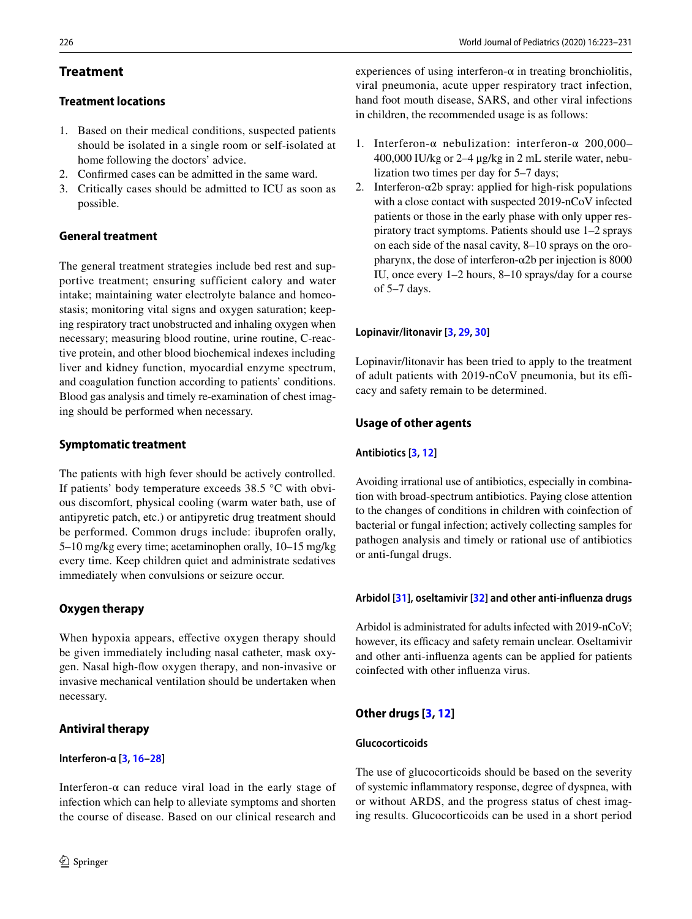## Treatment

### Treatment locations

1. Based on their medical conditions, suspected patients should be isolated in a single room or self-isolated at home following the doctors' advice.
2. Confirmed cases can be admitted in the same ward.
3. Critically cases should be admitted to ICU as soon as possible.

### General treatment

The general treatment strategies include bed rest and supportive treatment; ensuring sufficient calory and water intake; maintaining water electrolyte balance and homeostasis; monitoring vital signs and oxygen saturation; keeping respiratory tract unobstructed and inhaling oxygen when necessary; measuring blood routine, urine routine, C-reactive protein, and other blood biochemical indexes including liver and kidney function, myocardial enzyme spectrum, and coagulation function according to patients' conditions. Blood gas analysis and timely re-examination of chest imaging should be performed when necessary.

### Symptomatic treatment

The patients with high fever should be actively controlled. If patients' body temperature exceeds 38.5 °C with obvious discomfort, physical cooling (warm water bath, use of antipyretic patch, etc.) or antipyretic drug treatment should be performed. Common drugs include: ibuprofen orally, 5–10 mg/kg every time; acetaminophen orally, 10–15 mg/kg every time. Keep children quiet and administrate sedatives immediately when convulsions or seizure occur.

### Oxygen therapy

When hypoxia appears, effective oxygen therapy should be given immediately including nasal catheter, mask oxygen. Nasal high-flow oxygen therapy, and non-invasive or invasive mechanical ventilation should be undertaken when necessary.

### Antiviral therapy

#### Interferon-α [3, 16–28]

Interferon-α can reduce viral load in the early stage of infection which can help to alleviate symptoms and shorten the course of disease. Based on our clinical research and experiences of using interferon-α in treating bronchiolitis, viral pneumonia, acute upper respiratory tract infection, hand foot mouth disease, SARS, and other viral infections in children, the recommended usage is as follows:

1. Interferon-α nebulization: interferon-α 200,000–400,000 IU/kg or 2–4 μg/kg in 2 mL sterile water, nebulization two times per day for 5–7 days;
2. Interferon-α2b spray: applied for high-risk populations with a close contact with suspected 2019-nCoV infected patients or those in the early phase with only upper respiratory tract symptoms. Patients should use 1–2 sprays on each side of the nasal cavity, 8–10 sprays on the oropharynx, the dose of interferon-α2b per injection is 8000 IU, once every 1–2 hours, 8–10 sprays/day for a course of 5–7 days.

#### Lopinavir/litonavir [3, 29, 30]

Lopinavir/litonavir has been tried to apply to the treatment of adult patients with 2019-nCoV pneumonia, but its efficacy and safety remain to be determined.

### Usage of other agents

#### Antibiotics [3, 12]

Avoiding irrational use of antibiotics, especially in combination with broad-spectrum antibiotics. Paying close attention to the changes of conditions in children with coinfection of bacterial or fungal infection; actively collecting samples for pathogen analysis and timely or rational use of antibiotics or anti-fungal drugs.

#### Arbidol [31], oseltamivir [32] and other anti-influenza drugs

Arbidol is administrated for adults infected with 2019-nCoV; however, its efficacy and safety remain unclear. Oseltamivir and other anti-influenza agents can be applied for patients coinfected with other influenza virus.

### Other drugs [3, 12]

#### Glucocorticoids

The use of glucocorticoids should be based on the severity of systemic inflammatory response, degree of dyspnea, with or without ARDS, and the progress status of chest imaging results. Glucocorticoids can be used in a short period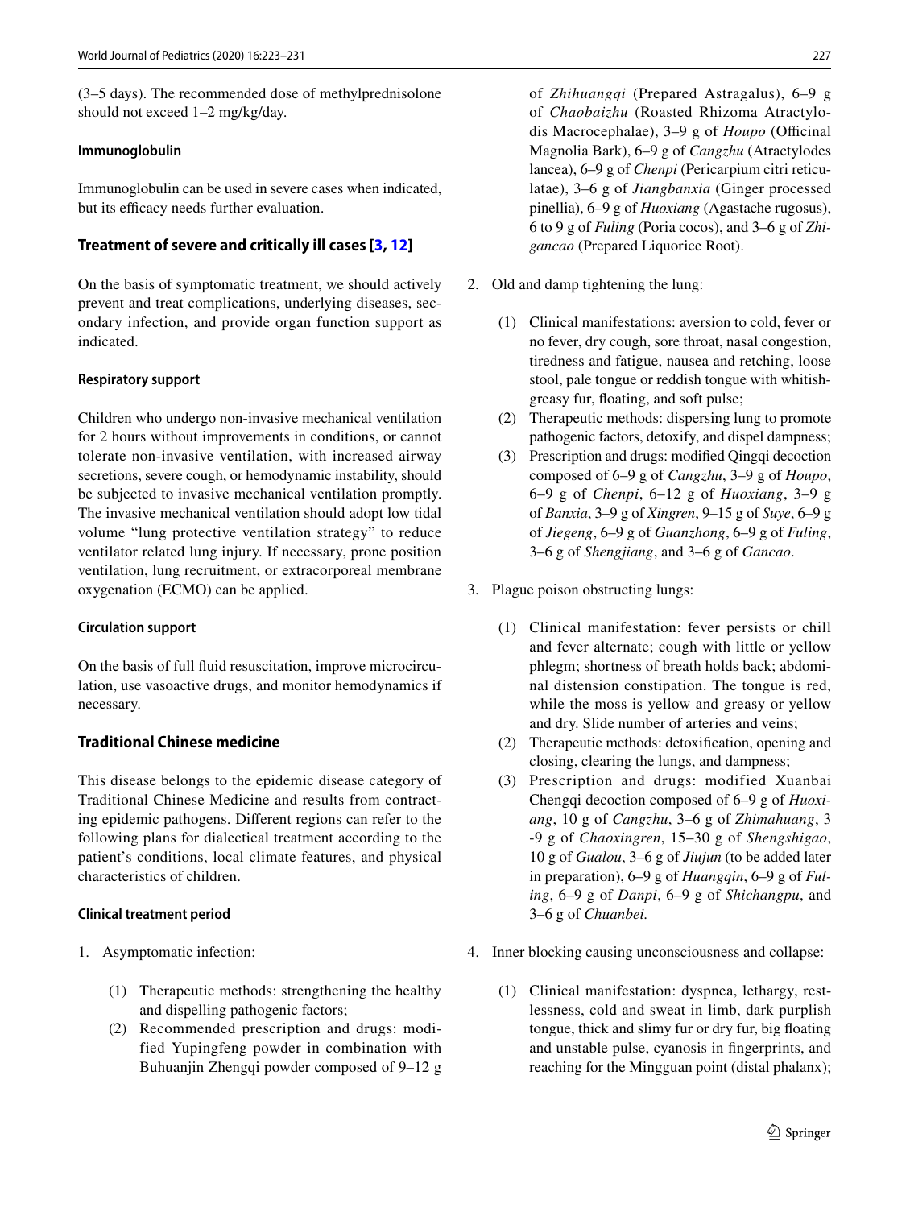(3–5 days). The recommended dose of methylprednisolone should not exceed 1–2 mg/kg/day.

#### Immunoglobulin

Immunoglobulin can be used in severe cases when indicated, but its efficacy needs further evaluation.

### Treatment of severe and critically ill cases [3, 12]

On the basis of symptomatic treatment, we should actively prevent and treat complications, underlying diseases, secondary infection, and provide organ function support as indicated.

#### Respiratory support

Children who undergo non-invasive mechanical ventilation for 2 hours without improvements in conditions, or cannot tolerate non-invasive ventilation, with increased airway secretions, severe cough, or hemodynamic instability, should be subjected to invasive mechanical ventilation promptly. The invasive mechanical ventilation should adopt low tidal volume "lung protective ventilation strategy" to reduce ventilator related lung injury. If necessary, prone position ventilation, lung recruitment, or extracorporeal membrane oxygenation (ECMO) can be applied.

#### Circulation support

On the basis of full fluid resuscitation, improve microcirculation, use vasoactive drugs, and monitor hemodynamics if necessary.

### Traditional Chinese medicine

This disease belongs to the epidemic disease category of Traditional Chinese Medicine and results from contracting epidemic pathogens. Different regions can refer to the following plans for dialectical treatment according to the patient's conditions, local climate features, and physical characteristics of children.

#### Clinical treatment period

1. Asymptomatic infection:

   (1) Therapeutic methods: strengthening the healthy and dispelling pathogenic factors;

   (2) Recommended prescription and drugs: modified Yupingfeng powder in combination with Buhuanjin Zhengqi powder composed of 9–12 g of *Zhihuangqi* (Prepared Astragalus), 6–9 g of *Chaobaizhu* (Roasted Rhizoma Atractylodis Macrocephalae), 3–9 g of *Houpo* (Officinal Magnolia Bark), 6–9 g of *Cangzhu* (Atractylodes lancea), 6–9 g of *Chenpi* (Pericarpium citri reticulatae), 3–6 g of *Jiangbanxia* (Ginger processed pinellia), 6–9 g of *Huoxiang* (Agastache rugosus), 6 to 9 g of *Fuling* (Poria cocos), and 3–6 g of *Zhigancao* (Prepared Liquorice Root).

2. Old and damp tightening the lung:

   (1) Clinical manifestations: aversion to cold, fever or no fever, dry cough, sore throat, nasal congestion, tiredness and fatigue, nausea and retching, loose stool, pale tongue or reddish tongue with whitish-greasy fur, floating, and soft pulse;

   (2) Therapeutic methods: dispersing lung to promote pathogenic factors, detoxify, and dispel dampness;

   (3) Prescription and drugs: modified Qingqi decoction composed of 6–9 g of *Cangzhu*, 3–9 g of *Houpo*, 6–9 g of *Chenpi*, 6–12 g of *Huoxiang*, 3–9 g of *Banxia*, 3–9 g of *Xingren*, 9–15 g of *Suye*, 6–9 g of *Jiegeng*, 6–9 g of *Guanzhong*, 6–9 g of *Fuling*, 3–6 g of *Shengjiang*, and 3–6 g of *Gancao*.

3. Plague poison obstructing lungs:

   (1) Clinical manifestation: fever persists or chill and fever alternate; cough with little or yellow phlegm; shortness of breath holds back; abdominal distension constipation. The tongue is red, while the moss is yellow and greasy or yellow and dry. Slide number of arteries and veins;

   (2) Therapeutic methods: detoxification, opening and closing, clearing the lungs, and dampness;

   (3) Prescription and drugs: modified Xuanbai Chengqi decoction composed of 6–9 g of *Huoxiang*, 10 g of *Cangzhu*, 3–6 g of *Zhimahuang*, 3 -9 g of *Chaoxingren*, 15–30 g of *Shengshigao*, 10 g of *Gualou*, 3–6 g of *Jiujun* (to be added later in preparation), 6–9 g of *Huangqin*, 6–9 g of *Fuling*, 6–9 g of *Danpi*, 6–9 g of *Shichangpu*, and 3–6 g of *Chuanbei*.

4. Inner blocking causing unconsciousness and collapse:

   (1) Clinical manifestation: dyspnea, lethargy, restlessness, cold and sweat in limb, dark purplish tongue, thick and slimy fur or dry fur, big floating and unstable pulse, cyanosis in fingerprints, and reaching for the Mingguan point (distal phalanx);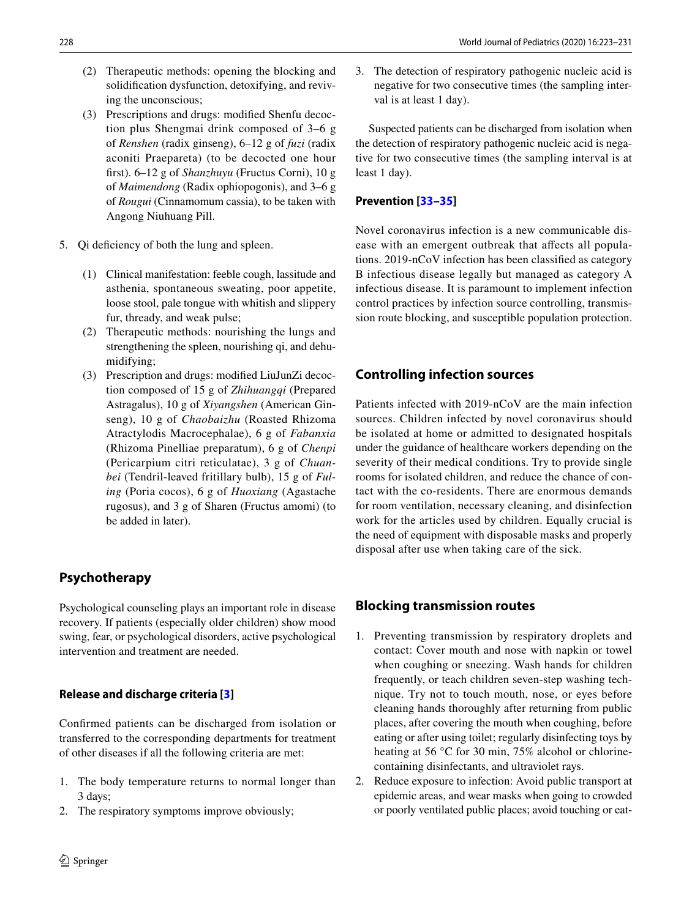(2) Therapeutic methods: opening the blocking and solidification dysfunction, detoxifying, and reviving the unconscious;

(3) Prescriptions and drugs: modified Shenfu decoction plus Shengmai drink composed of 3–6 g of *Renshen* (radix ginseng), 6–12 g of *fuzi* (radix aconiti Praepareta) (to be decocted one hour first). 6–12 g of *Shanzhuyu* (Fructus Corni), 10 g of *Maimendong* (Radix ophiopogonis), and 3–6 g of *Rougui* (Cinnamomum cassia), to be taken with Angong Niuhuang Pill.

5. Qi deficiency of both the lung and spleen.

   (1) Clinical manifestation: feeble cough, lassitude and asthenia, spontaneous sweating, poor appetite, loose stool, pale tongue with whitish and slippery fur, thready, and weak pulse;

   (2) Therapeutic methods: nourishing the lungs and strengthening the spleen, nourishing qi, and dehumidifying;

   (3) Prescription and drugs: modified LiuJunZi decoction composed of 15 g of *Zhihuangqi* (Prepared Astragalus), 10 g of *Xiyangshen* (American Ginseng), 10 g of *Chaobaizhu* (Roasted Rhizoma Atractylodis Macrocephalae), 6 g of *Fabanxia* (Rhizoma Pinelliae preparatum), 6 g of *Chenpi* (Pericarpium citri reticulatae), 3 g of *Chuanbei* (Tendril-leaved fritillary bulb), 15 g of *Fuling* (Poria cocos), 6 g of *Huoxiang* (Agastache rugosus), and 3 g of Sharen (Fructus amomi) (to be added in later).

## Psychotherapy

Psychological counseling plays an important role in disease recovery. If patients (especially older children) show mood swing, fear, or psychological disorders, active psychological intervention and treatment are needed.

### Release and discharge criteria [3]

Confirmed patients can be discharged from isolation or transferred to the corresponding departments for treatment of other diseases if all the following criteria are met:

1. The body temperature returns to normal longer than 3 days;
2. The respiratory symptoms improve obviously;
3. The detection of respiratory pathogenic nucleic acid is negative for two consecutive times (the sampling interval is at least 1 day).

Suspected patients can be discharged from isolation when the detection of respiratory pathogenic nucleic acid is negative for two consecutive times (the sampling interval is at least 1 day).

### Prevention [33–35]

Novel coronavirus infection is a new communicable disease with an emergent outbreak that affects all populations. 2019-nCoV infection has been classified as category B infectious disease legally but managed as category A infectious disease. It is paramount to implement infection control practices by infection source controlling, transmission route blocking, and susceptible population protection.

## Controlling infection sources

Patients infected with 2019-nCoV are the main infection sources. Children infected by novel coronavirus should be isolated at home or admitted to designated hospitals under the guidance of healthcare workers depending on the severity of their medical conditions. Try to provide single rooms for isolated children, and reduce the chance of contact with the co-residents. There are enormous demands for room ventilation, necessary cleaning, and disinfection work for the articles used by children. Equally crucial is the need of equipment with disposable masks and properly disposal after use when taking care of the sick.

## Blocking transmission routes

1. Preventing transmission by respiratory droplets and contact: Cover mouth and nose with napkin or towel when coughing or sneezing. Wash hands for children frequently, or teach children seven-step washing technique. Try not to touch mouth, nose, or eyes before cleaning hands thoroughly after returning from public places, after covering the mouth when coughing, before eating or after using toilet; regularly disinfecting toys by heating at 56 °C for 30 min, 75% alcohol or chlorine-containing disinfectants, and ultraviolet rays.
2. Reduce exposure to infection: Avoid public transport at epidemic areas, and wear masks when going to crowded or poorly ventilated public places; avoid touching or eat-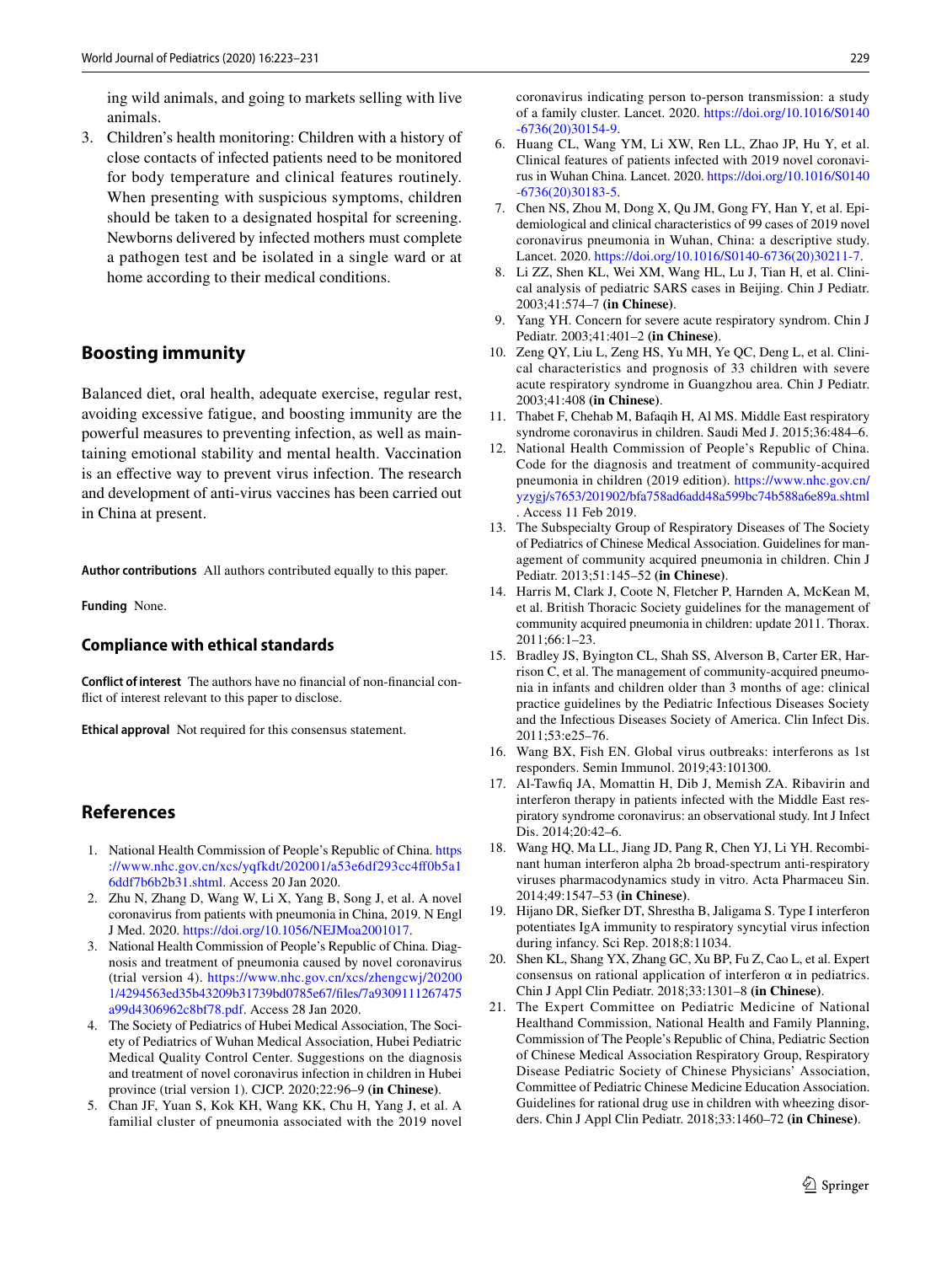ing wild animals, and going to markets selling with live animals.

3. Children's health monitoring: Children with a history of close contacts of infected patients need to be monitored for body temperature and clinical features routinely. When presenting with suspicious symptoms, children should be taken to a designated hospital for screening. Newborns delivered by infected mothers must complete a pathogen test and be isolated in a single ward or at home according to their medical conditions.

## Boosting immunity

Balanced diet, oral health, adequate exercise, regular rest, avoiding excessive fatigue, and boosting immunity are the powerful measures to preventing infection, as well as maintaining emotional stability and mental health. Vaccination is an effective way to prevent virus infection. The research and development of anti-virus vaccines has been carried out in China at present.

**Author contributions** All authors contributed equally to this paper.

**Funding** None.

### Compliance with ethical standards

**Conflict of interest** The authors have no financial of non-financial conflict of interest relevant to this paper to disclose.

**Ethical approval** Not required for this consensus statement.

## References

1. National Health Commission of People's Republic of China. https://www.nhc.gov.cn/xcs/yqfkdt/202001/a53e6df293cc4ff0b5a16ddf7b6b2b31.shtml. Access 20 Jan 2020.
2. Zhu N, Zhang D, Wang W, Li X, Yang B, Song J, et al. A novel coronavirus from patients with pneumonia in China, 2019. N Engl J Med. 2020. https://doi.org/10.1056/NEJMoa2001017.
3. National Health Commission of People's Republic of China. Diagnosis and treatment of pneumonia caused by novel coronavirus (trial version 4). https://www.nhc.gov.cn/xcs/zhengcwj/202001/4294563ed35b43209b31739bd0785e67/files/7a9309111267475a99d4306962c8bf78.pdf. Access 28 Jan 2020.
4. The Society of Pediatrics of Hubei Medical Association, The Society of Pediatrics of Wuhan Medical Association, Hubei Pediatric Medical Quality Control Center. Suggestions on the diagnosis and treatment of novel coronavirus infection in children in Hubei province (trial version 1). CJCP. 2020;22:96–9 **(in Chinese)**.
5. Chan JF, Yuan S, Kok KH, Wang KK, Chu H, Yang J, et al. A familial cluster of pneumonia associated with the 2019 novel coronavirus indicating person to-person transmission: a study of a family cluster. Lancet. 2020. https://doi.org/10.1016/S0140-6736(20)30154-9.
6. Huang CL, Wang YM, Li XW, Ren LL, Zhao JP, Hu Y, et al. Clinical features of patients infected with 2019 novel coronavirus in Wuhan China. Lancet. 2020. https://doi.org/10.1016/S0140-6736(20)30183-5.
7. Chen NS, Zhou M, Dong X, Qu JM, Gong FY, Han Y, et al. Epidemiological and clinical characteristics of 99 cases of 2019 novel coronavirus pneumonia in Wuhan, China: a descriptive study. Lancet. 2020. https://doi.org/10.1016/S0140-6736(20)30211-7.
8. Li ZZ, Shen KL, Wei XM, Wang HL, Lu J, Tian H, et al. Clinical analysis of pediatric SARS cases in Beijing. Chin J Pediatr. 2003;41:574–7 **(in Chinese)**.
9. Yang YH. Concern for severe acute respiratory syndrom. Chin J Pediatr. 2003;41:401–2 **(in Chinese)**.
10. Zeng QY, Liu L, Zeng HS, Yu MH, Ye QC, Deng L, et al. Clinical characteristics and prognosis of 33 children with severe acute respiratory syndrome in Guangzhou area. Chin J Pediatr. 2003;41:408 **(in Chinese)**.
11. Thabet F, Chehab M, Bafaqih H, Al MS. Middle East respiratory syndrome coronavirus in children. Saudi Med J. 2015;36:484–6.
12. National Health Commission of People's Republic of China. Code for the diagnosis and treatment of community-acquired pneumonia in children (2019 edition). https://www.nhc.gov.cn/yzygj/s7653/201902/bfa758ad6add48a599bc74b588a6e89a.shtml. Access 11 Feb 2019.
13. The Subspecialty Group of Respiratory Diseases of The Society of Pediatrics of Chinese Medical Association. Guidelines for management of community acquired pneumonia in children. Chin J Pediatr. 2013;51:145–52 **(in Chinese)**.
14. Harris M, Clark J, Coote N, Fletcher P, Harnden A, McKean M, et al. British Thoracic Society guidelines for the management of community acquired pneumonia in children: update 2011. Thorax. 2011;66:1–23.
15. Bradley JS, Byington CL, Shah SS, Alverson B, Carter ER, Harrison C, et al. The management of community-acquired pneumonia in infants and children older than 3 months of age: clinical practice guidelines by the Pediatric Infectious Diseases Society and the Infectious Diseases Society of America. Clin Infect Dis. 2011;53:e25–76.
16. Wang BX, Fish EN. Global virus outbreaks: interferons as 1st responders. Semin Immunol. 2019;43:101300.
17. Al-Tawfiq JA, Momattin H, Dib J, Memish ZA. Ribavirin and interferon therapy in patients infected with the Middle East respiratory syndrome coronavirus: an observational study. Int J Infect Dis. 2014;20:42–6.
18. Wang HQ, Ma LL, Jiang JD, Pang R, Chen YJ, Li YH. Recombinant human interferon alpha 2b broad-spectrum anti-respiratory viruses pharmacodynamics study in vitro. Acta Pharmaceu Sin. 2014;49:1547–53 **(in Chinese)**.
19. Hijano DR, Siefker DT, Shrestha B, Jaligama S. Type I interferon potentiates IgA immunity to respiratory syncytial virus infection during infancy. Sci Rep. 2018;8:11034.
20. Shen KL, Shang YX, Zhang GC, Xu BP, Fu Z, Cao L, et al. Expert consensus on rational application of interferon α in pediatrics. Chin J Appl Clin Pediatr. 2018;33:1301–8 **(in Chinese)**.
21. The Expert Committee on Pediatric Medicine of National Healthand Commission, National Health and Family Planning, Commission of The People's Republic of China, Pediatric Section of Chinese Medical Association Respiratory Group, Respiratory Disease Pediatric Society of Chinese Physicians' Association, Committee of Pediatric Chinese Medicine Education Association. Guidelines for rational drug use in children with wheezing disorders. Chin J Appl Clin Pediatr. 2018;33:1460–72 **(in Chinese)**.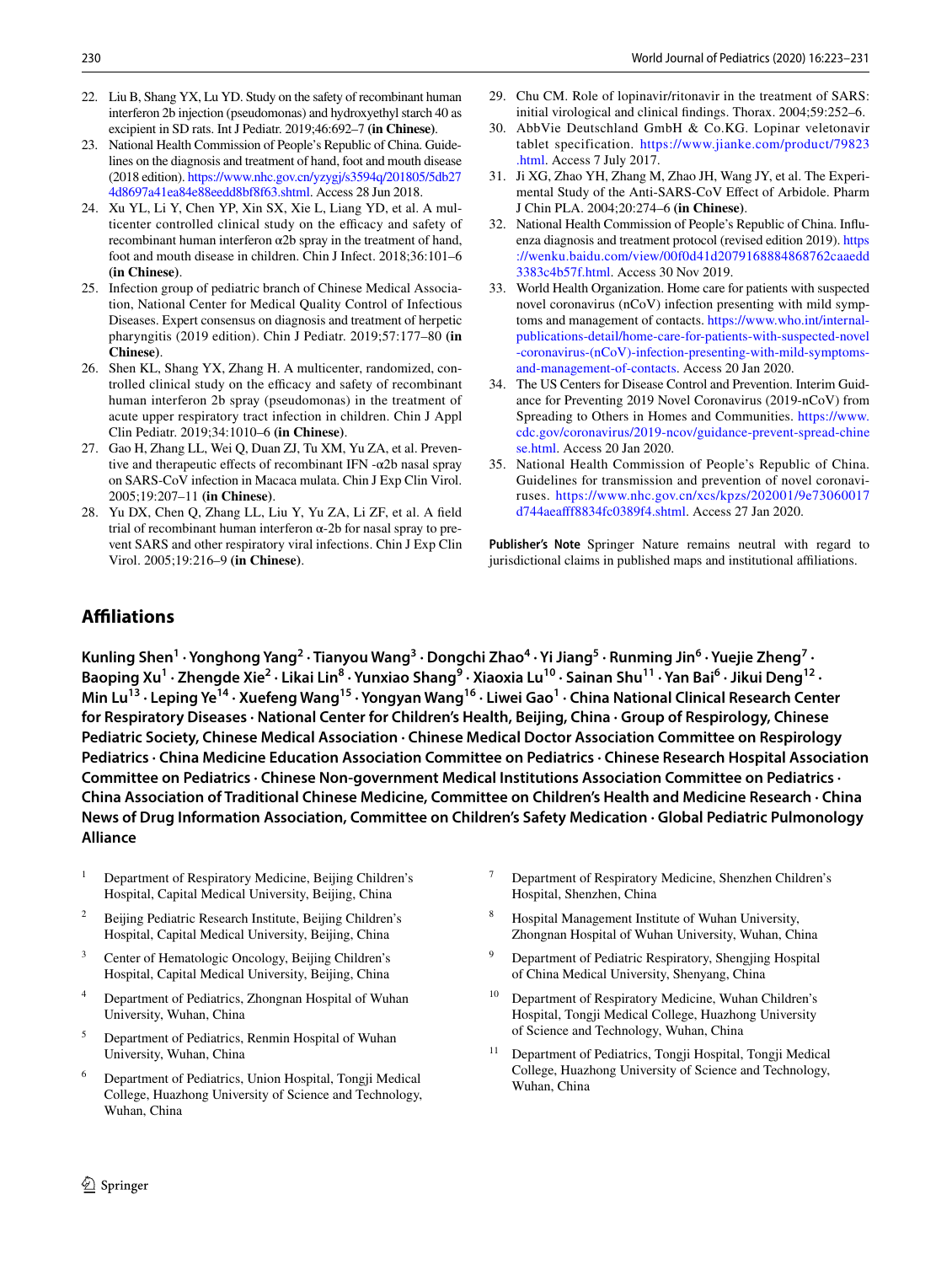22. Liu B, Shang YX, Lu YD. Study on the safety of recombinant human interferon 2b injection (pseudomonas) and hydroxyethyl starch 40 as excipient in SD rats. Int J Pediatr. 2019;46:692–7 **(in Chinese)**.
23. National Health Commission of People's Republic of China. Guidelines on the diagnosis and treatment of hand, foot and mouth disease (2018 edition). https://www.nhc.gov.cn/yzygj/s3594q/201805/5db274d8697a41ea84e88eedd8bf8f63.shtml. Access 28 Jun 2018.
24. Xu YL, Li Y, Chen YP, Xin SX, Xie L, Liang YD, et al. A multicenter controlled clinical study on the efficacy and safety of recombinant human interferon α2b spray in the treatment of hand, foot and mouth disease in children. Chin J Infect. 2018;36:101–6 **(in Chinese)**.
25. Infection group of pediatric branch of Chinese Medical Association, National Center for Medical Quality Control of Infectious Diseases. Expert consensus on diagnosis and treatment of herpetic pharyngitis (2019 edition). Chin J Pediatr. 2019;57:177–80 **(in Chinese)**.
26. Shen KL, Shang YX, Zhang H. A multicenter, randomized, controlled clinical study on the efficacy and safety of recombinant human interferon 2b spray (pseudomonas) in the treatment of acute upper respiratory tract infection in children. Chin J Appl Clin Pediatr. 2019;34:1010–6 **(in Chinese)**.
27. Gao H, Zhang LL, Wei Q, Duan ZJ, Tu XM, Yu ZA, et al. Preventive and therapeutic effects of recombinant IFN -α2b nasal spray on SARS-CoV infection in Macaca mulata. Chin J Exp Clin Virol. 2005;19:207–11 **(in Chinese)**.
28. Yu DX, Chen Q, Zhang LL, Liu Y, Yu ZA, Li ZF, et al. A field trial of recombinant human interferon α-2b for nasal spray to prevent SARS and other respiratory viral infections. Chin J Exp Clin Virol. 2005;19:216–9 **(in Chinese)**.
29. Chu CM. Role of lopinavir/ritonavir in the treatment of SARS: initial virological and clinical findings. Thorax. 2004;59:252–6.
30. AbbVie Deutschland GmbH & Co.KG. Lopinar veletonavir tablet specification. https://www.jianke.com/product/79823.html. Access 7 July 2017.
31. Ji XG, Zhao YH, Zhang M, Zhao JH, Wang JY, et al. The Experimental Study of the Anti-SARS-CoV Effect of Arbidole. Pharm J Chin PLA. 2004;20:274–6 **(in Chinese)**.
32. National Health Commission of People's Republic of China. Influenza diagnosis and treatment protocol (revised edition 2019). https://wenku.baidu.com/view/00f0d41d2079168884868762caaedd3383c4b57f.html. Access 30 Nov 2019.
33. World Health Organization. Home care for patients with suspected novel coronavirus (nCoV) infection presenting with mild symptoms and management of contacts. https://www.who.int/internal-publications-detail/home-care-for-patients-with-suspected-novel-coronavirus-(nCoV)-infection-presenting-with-mild-symptoms-and-management-of-contacts. Access 20 Jan 2020.
34. The US Centers for Disease Control and Prevention. Interim Guidance for Preventing 2019 Novel Coronavirus (2019-nCoV) from Spreading to Others in Homes and Communities. https://www.cdc.gov/coronavirus/2019-ncov/guidance-prevent-spread-chinese.html. Access 20 Jan 2020.
35. National Health Commission of People's Republic of China. Guidelines for transmission and prevention of novel coronaviruses. https://www.nhc.gov.cn/xcs/kpzs/202001/9e73060017d744aeafff8834fc0389f4.shtml. Access 27 Jan 2020.

**Publisher's Note** Springer Nature remains neutral with regard to jurisdictional claims in published maps and institutional affiliations.

## Affiliations

**Kunling Shen[1] · Yonghong Yang[2] · Tianyou Wang[3] · Dongchi Zhao[4] · Yi Jiang[5] · Runming Jin[6] · Yuejie Zheng[7] · Baoping Xu[1] · Zhengde Xie[2] · Likai Lin[8] · Yunxiao Shang[9] · Xiaoxia Lu[10] · Sainan Shu[11] · Yan Bai[6] · Jikui Deng[12] · Min Lu[13] · Leping Ye[14] · Xuefeng Wang[15] · Yongyan Wang[16] · Liwei Gao[1] · China National Clinical Research Center for Respiratory Diseases · National Center for Children's Health, Beijing, China · Group of Respirology, Chinese Pediatric Society, Chinese Medical Association · Chinese Medical Doctor Association Committee on Respirology Pediatrics · China Medicine Education Association Committee on Pediatrics · Chinese Research Hospital Association Committee on Pediatrics · Chinese Non-government Medical Institutions Association Committee on Pediatrics · China Association of Traditional Chinese Medicine, Committee on Children's Health and Medicine Research · China News of Drug Information Association, Committee on Children's Safety Medication · Global Pediatric Pulmonology Alliance**

[1] Department of Respiratory Medicine, Beijing Children's Hospital, Capital Medical University, Beijing, China

[2] Beijing Pediatric Research Institute, Beijing Children's Hospital, Capital Medical University, Beijing, China

[3] Center of Hematologic Oncology, Beijing Children's Hospital, Capital Medical University, Beijing, China

[4] Department of Pediatrics, Zhongnan Hospital of Wuhan University, Wuhan, China

[5] Department of Pediatrics, Renmin Hospital of Wuhan University, Wuhan, China

[6] Department of Pediatrics, Union Hospital, Tongji Medical College, Huazhong University of Science and Technology, Wuhan, China

[7] Department of Respiratory Medicine, Shenzhen Children's Hospital, Shenzhen, China

[8] Hospital Management Institute of Wuhan University, Zhongnan Hospital of Wuhan University, Wuhan, China

[9] Department of Pediatric Respiratory, Shengjing Hospital of China Medical University, Shenyang, China

[10] Department of Respiratory Medicine, Wuhan Children's Hospital, Tongji Medical College, Huazhong University of Science and Technology, Wuhan, China

[11] Department of Pediatrics, Tongji Hospital, Tongji Medical College, Huazhong University of Science and Technology, Wuhan, China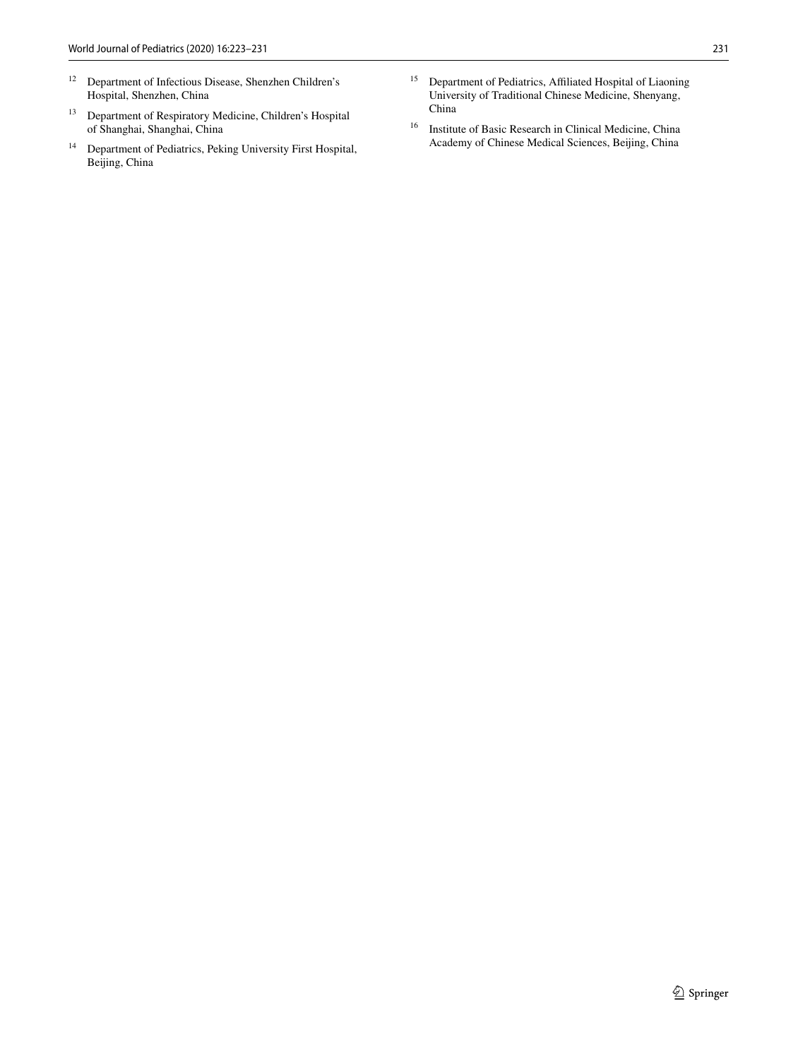[12] Department of Infectious Disease, Shenzhen Children's Hospital, Shenzhen, China

[13] Department of Respiratory Medicine, Children's Hospital of Shanghai, Shanghai, China

[14] Department of Pediatrics, Peking University First Hospital, Beijing, China

[15] Department of Pediatrics, Affiliated Hospital of Liaoning University of Traditional Chinese Medicine, Shenyang, China

[16] Institute of Basic Research in Clinical Medicine, China Academy of Chinese Medical Sciences, Beijing, China